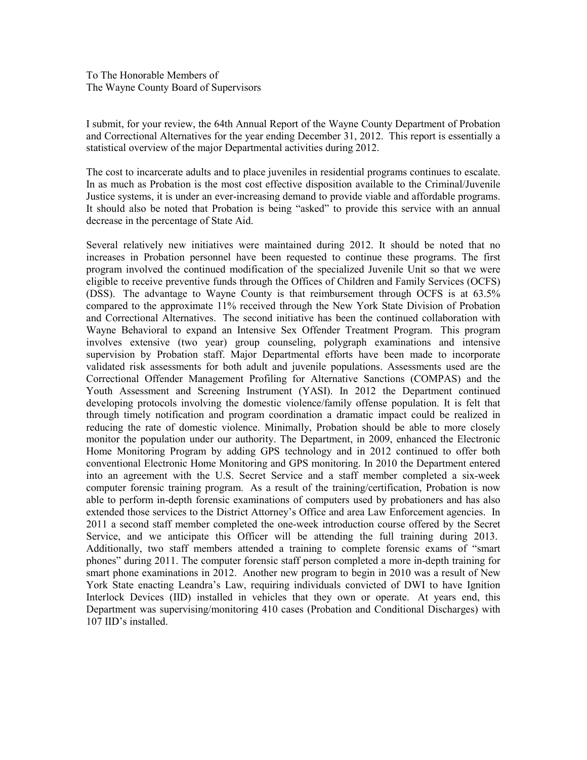To The Honorable Members of
The Wayne County Board of Supervisors

I submit, for your review, the 64th Annual Report of the Wayne County Department of Probation and Correctional Alternatives for the year ending December 31, 2012. This report is essentially a statistical overview of the major Departmental activities during 2012.

The cost to incarcerate adults and to place juveniles in residential programs continues to escalate. In as much as Probation is the most cost effective disposition available to the Criminal/Juvenile Justice systems, it is under an ever-increasing demand to provide viable and affordable programs. It should also be noted that Probation is being "asked" to provide this service with an annual decrease in the percentage of State Aid.

Several relatively new initiatives were maintained during 2012. It should be noted that no increases in Probation personnel have been requested to continue these programs. The first program involved the continued modification of the specialized Juvenile Unit so that we were eligible to receive preventive funds through the Offices of Children and Family Services (OCFS) (DSS). The advantage to Wayne County is that reimbursement through OCFS is at 63.5% compared to the approximate 11% received through the New York State Division of Probation and Correctional Alternatives. The second initiative has been the continued collaboration with Wayne Behavioral to expand an Intensive Sex Offender Treatment Program. This program involves extensive (two year) group counseling, polygraph examinations and intensive supervision by Probation staff. Major Departmental efforts have been made to incorporate validated risk assessments for both adult and juvenile populations. Assessments used are the Correctional Offender Management Profiling for Alternative Sanctions (COMPAS) and the Youth Assessment and Screening Instrument (YASI). In 2012 the Department continued developing protocols involving the domestic violence/family offense population. It is felt that through timely notification and program coordination a dramatic impact could be realized in reducing the rate of domestic violence. Minimally, Probation should be able to more closely monitor the population under our authority. The Department, in 2009, enhanced the Electronic Home Monitoring Program by adding GPS technology and in 2012 continued to offer both conventional Electronic Home Monitoring and GPS monitoring. In 2010 the Department entered into an agreement with the U.S. Secret Service and a staff member completed a six-week computer forensic training program. As a result of the training/certification, Probation is now able to perform in-depth forensic examinations of computers used by probationers and has also extended those services to the District Attorney's Office and area Law Enforcement agencies. In 2011 a second staff member completed the one-week introduction course offered by the Secret Service, and we anticipate this Officer will be attending the full training during 2013. Additionally, two staff members attended a training to complete forensic exams of "smart phones" during 2011. The computer forensic staff person completed a more in-depth training for smart phone examinations in 2012. Another new program to begin in 2010 was a result of New York State enacting Leandra's Law, requiring individuals convicted of DWI to have Ignition Interlock Devices (IID) installed in vehicles that they own or operate. At years end, this Department was supervising/monitoring 410 cases (Probation and Conditional Discharges) with 107 IID's installed.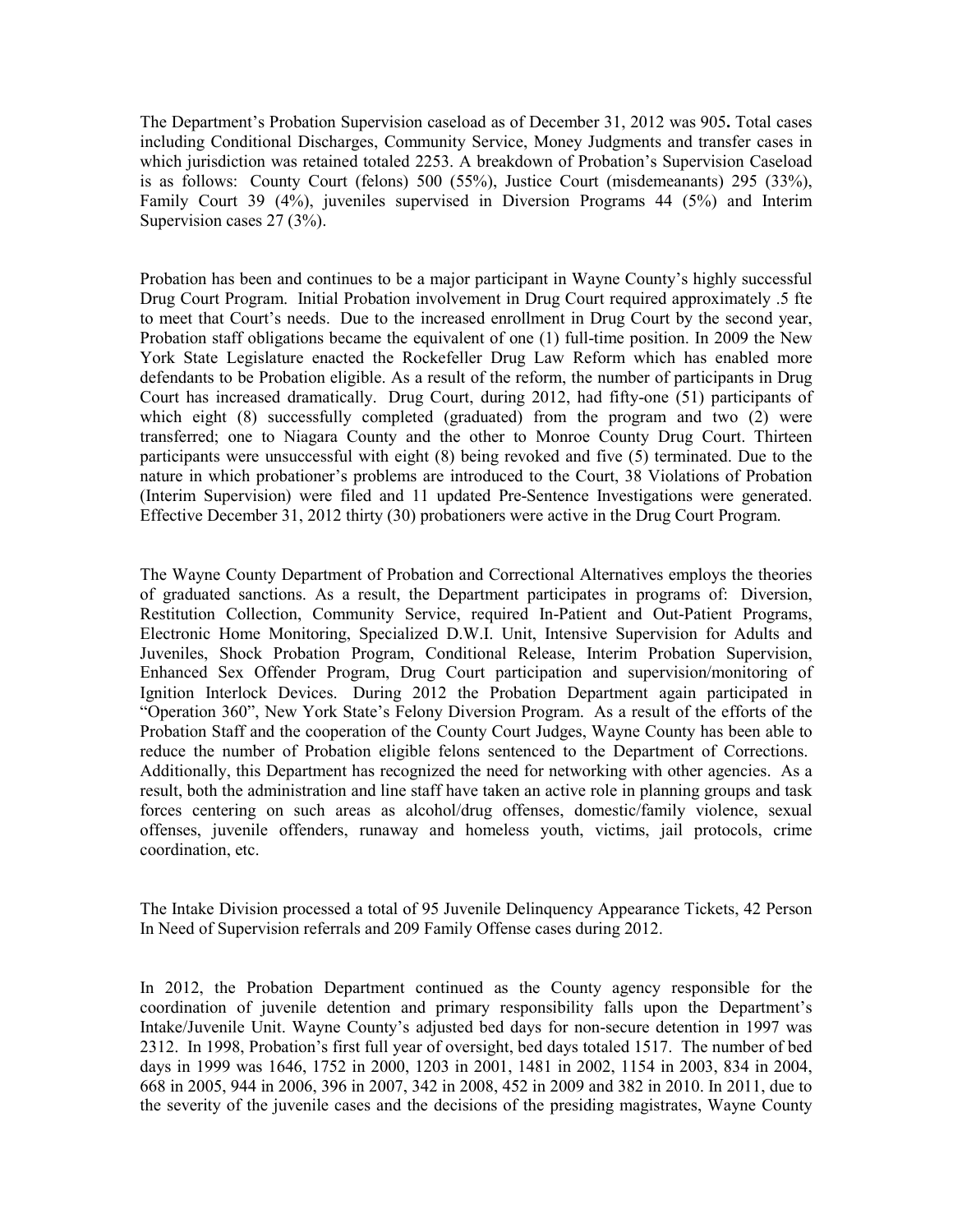The Department's Probation Supervision caseload as of December 31, 2012 was 905**.** Total cases including Conditional Discharges, Community Service, Money Judgments and transfer cases in which jurisdiction was retained totaled 2253. A breakdown of Probation's Supervision Caseload is as follows: County Court (felons) 500 (55%), Justice Court (misdemeanants) 295 (33%), Family Court 39 (4%), juveniles supervised in Diversion Programs 44 (5%) and Interim Supervision cases 27 (3%).

Probation has been and continues to be a major participant in Wayne County's highly successful Drug Court Program. Initial Probation involvement in Drug Court required approximately .5 fte to meet that Court's needs. Due to the increased enrollment in Drug Court by the second year, Probation staff obligations became the equivalent of one (1) full-time position. In 2009 the New York State Legislature enacted the Rockefeller Drug Law Reform which has enabled more defendants to be Probation eligible. As a result of the reform, the number of participants in Drug Court has increased dramatically. Drug Court, during 2012, had fifty-one (51) participants of which eight (8) successfully completed (graduated) from the program and two (2) were transferred; one to Niagara County and the other to Monroe County Drug Court. Thirteen participants were unsuccessful with eight (8) being revoked and five (5) terminated. Due to the nature in which probationer's problems are introduced to the Court, 38 Violations of Probation (Interim Supervision) were filed and 11 updated Pre-Sentence Investigations were generated. Effective December 31, 2012 thirty (30) probationers were active in the Drug Court Program.

The Wayne County Department of Probation and Correctional Alternatives employs the theories of graduated sanctions. As a result, the Department participates in programs of: Diversion, Restitution Collection, Community Service, required In-Patient and Out-Patient Programs, Electronic Home Monitoring, Specialized D.W.I. Unit, Intensive Supervision for Adults and Juveniles, Shock Probation Program, Conditional Release, Interim Probation Supervision, Enhanced Sex Offender Program, Drug Court participation and supervision/monitoring of Ignition Interlock Devices. During 2012 the Probation Department again participated in "Operation 360", New York State's Felony Diversion Program. As a result of the efforts of the Probation Staff and the cooperation of the County Court Judges, Wayne County has been able to reduce the number of Probation eligible felons sentenced to the Department of Corrections. Additionally, this Department has recognized the need for networking with other agencies. As a result, both the administration and line staff have taken an active role in planning groups and task forces centering on such areas as alcohol/drug offenses, domestic/family violence, sexual offenses, juvenile offenders, runaway and homeless youth, victims, jail protocols, crime coordination, etc.

The Intake Division processed a total of 95 Juvenile Delinquency Appearance Tickets, 42 Person In Need of Supervision referrals and 209 Family Offense cases during 2012.

In 2012, the Probation Department continued as the County agency responsible for the coordination of juvenile detention and primary responsibility falls upon the Department's Intake/Juvenile Unit. Wayne County's adjusted bed days for non-secure detention in 1997 was 2312. In 1998, Probation's first full year of oversight, bed days totaled 1517. The number of bed days in 1999 was 1646, 1752 in 2000, 1203 in 2001, 1481 in 2002, 1154 in 2003, 834 in 2004, 668 in 2005, 944 in 2006, 396 in 2007, 342 in 2008, 452 in 2009 and 382 in 2010. In 2011, due to the severity of the juvenile cases and the decisions of the presiding magistrates, Wayne County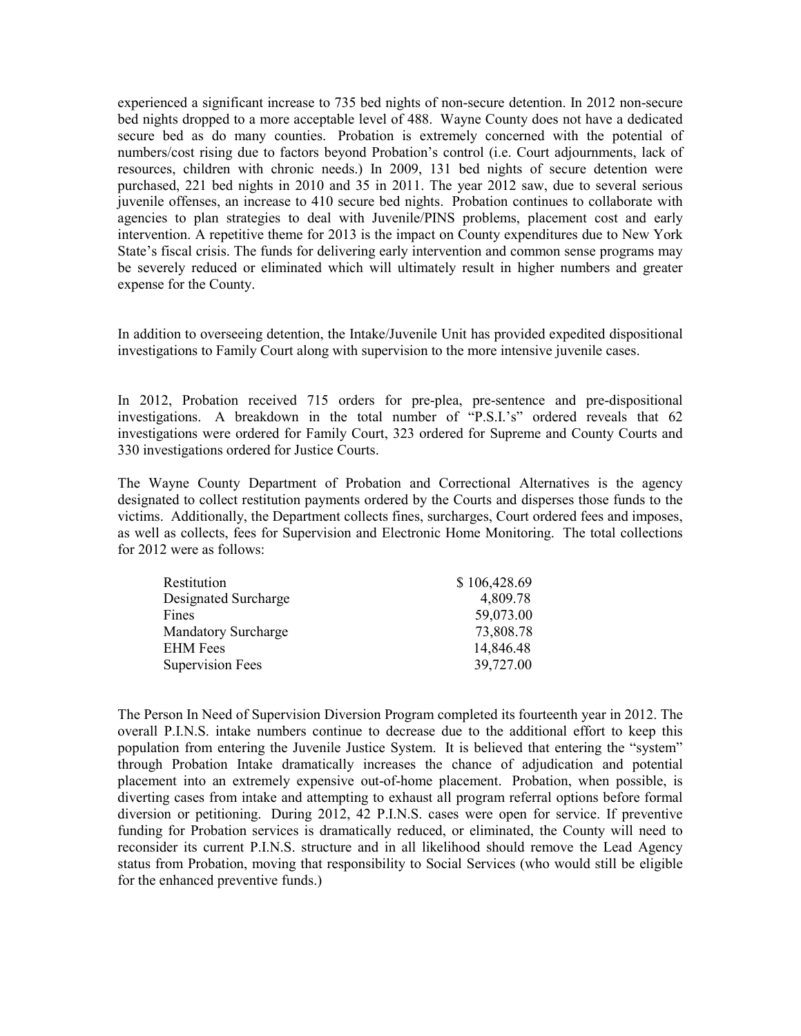experienced a significant increase to 735 bed nights of non-secure detention. In 2012 non-secure bed nights dropped to a more acceptable level of 488. Wayne County does not have a dedicated secure bed as do many counties. Probation is extremely concerned with the potential of numbers/cost rising due to factors beyond Probation's control (i.e. Court adjournments, lack of resources, children with chronic needs.) In 2009, 131 bed nights of secure detention were purchased, 221 bed nights in 2010 and 35 in 2011. The year 2012 saw, due to several serious juvenile offenses, an increase to 410 secure bed nights. Probation continues to collaborate with agencies to plan strategies to deal with Juvenile/PINS problems, placement cost and early intervention. A repetitive theme for 2013 is the impact on County expenditures due to New York State's fiscal crisis. The funds for delivering early intervention and common sense programs may be severely reduced or eliminated which will ultimately result in higher numbers and greater expense for the County.

In addition to overseeing detention, the Intake/Juvenile Unit has provided expedited dispositional investigations to Family Court along with supervision to the more intensive juvenile cases.

In 2012, Probation received 715 orders for pre-plea, pre-sentence and pre-dispositional investigations. A breakdown in the total number of "P.S.I.'s" ordered reveals that 62 investigations were ordered for Family Court, 323 ordered for Supreme and County Courts and 330 investigations ordered for Justice Courts.

The Wayne County Department of Probation and Correctional Alternatives is the agency designated to collect restitution payments ordered by the Courts and disperses those funds to the victims. Additionally, the Department collects fines, surcharges, Court ordered fees and imposes, as well as collects, fees for Supervision and Electronic Home Monitoring. The total collections for 2012 were as follows:

| | |
|---|---|
| Restitution | $ 106,428.69 |
| Designated Surcharge | 4,809.78 |
| Fines | 59,073.00 |
| Mandatory Surcharge | 73,808.78 |
| EHM Fees | 14,846.48 |
| Supervision Fees | 39,727.00 |

The Person In Need of Supervision Diversion Program completed its fourteenth year in 2012. The overall P.I.N.S. intake numbers continue to decrease due to the additional effort to keep this population from entering the Juvenile Justice System. It is believed that entering the "system" through Probation Intake dramatically increases the chance of adjudication and potential placement into an extremely expensive out-of-home placement. Probation, when possible, is diverting cases from intake and attempting to exhaust all program referral options before formal diversion or petitioning. During 2012, 42 P.I.N.S. cases were open for service. If preventive funding for Probation services is dramatically reduced, or eliminated, the County will need to reconsider its current P.I.N.S. structure and in all likelihood should remove the Lead Agency status from Probation, moving that responsibility to Social Services (who would still be eligible for the enhanced preventive funds.)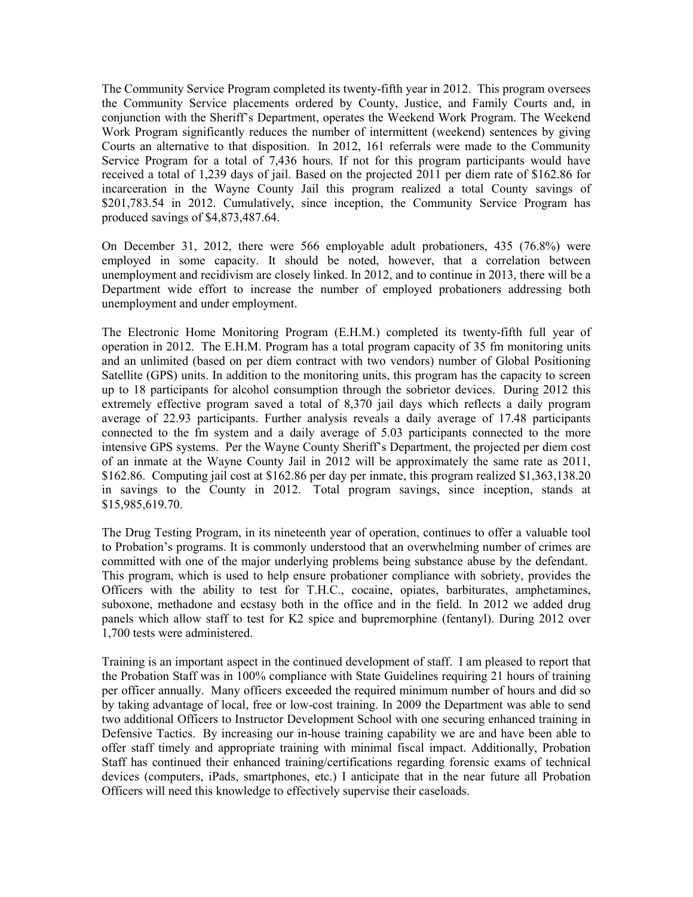The Community Service Program completed its twenty-fifth year in 2012. This program oversees the Community Service placements ordered by County, Justice, and Family Courts and, in conjunction with the Sheriff's Department, operates the Weekend Work Program. The Weekend Work Program significantly reduces the number of intermittent (weekend) sentences by giving Courts an alternative to that disposition. In 2012, 161 referrals were made to the Community Service Program for a total of 7,436 hours. If not for this program participants would have received a total of 1,239 days of jail. Based on the projected 2011 per diem rate of $162.86 for incarceration in the Wayne County Jail this program realized a total County savings of $201,783.54 in 2012. Cumulatively, since inception, the Community Service Program has produced savings of $4,873,487.64.

On December 31, 2012, there were 566 employable adult probationers, 435 (76.8%) were employed in some capacity. It should be noted, however, that a correlation between unemployment and recidivism are closely linked. In 2012, and to continue in 2013, there will be a Department wide effort to increase the number of employed probationers addressing both unemployment and under employment.

The Electronic Home Monitoring Program (E.H.M.) completed its twenty-fifth full year of operation in 2012. The E.H.M. Program has a total program capacity of 35 fm monitoring units and an unlimited (based on per diem contract with two vendors) number of Global Positioning Satellite (GPS) units. In addition to the monitoring units, this program has the capacity to screen up to 18 participants for alcohol consumption through the sobrietor devices. During 2012 this extremely effective program saved a total of 8,370 jail days which reflects a daily program average of 22.93 participants. Further analysis reveals a daily average of 17.48 participants connected to the fm system and a daily average of 5.03 participants connected to the more intensive GPS systems. Per the Wayne County Sheriff's Department, the projected per diem cost of an inmate at the Wayne County Jail in 2012 will be approximately the same rate as 2011, $162.86. Computing jail cost at $162.86 per day per inmate, this program realized $1,363,138.20 in savings to the County in 2012. Total program savings, since inception, stands at $15,985,619.70.

The Drug Testing Program, in its nineteenth year of operation, continues to offer a valuable tool to Probation's programs. It is commonly understood that an overwhelming number of crimes are committed with one of the major underlying problems being substance abuse by the defendant. This program, which is used to help ensure probationer compliance with sobriety, provides the Officers with the ability to test for T.H.C., cocaine, opiates, barbiturates, amphetamines, suboxone, methadone and ecstasy both in the office and in the field. In 2012 we added drug panels which allow staff to test for K2 spice and bupremorphine (fentanyl). During 2012 over 1,700 tests were administered.

Training is an important aspect in the continued development of staff. I am pleased to report that the Probation Staff was in 100% compliance with State Guidelines requiring 21 hours of training per officer annually. Many officers exceeded the required minimum number of hours and did so by taking advantage of local, free or low-cost training. In 2009 the Department was able to send two additional Officers to Instructor Development School with one securing enhanced training in Defensive Tactics. By increasing our in-house training capability we are and have been able to offer staff timely and appropriate training with minimal fiscal impact. Additionally, Probation Staff has continued their enhanced training/certifications regarding forensic exams of technical devices (computers, iPads, smartphones, etc.) I anticipate that in the near future all Probation Officers will need this knowledge to effectively supervise their caseloads.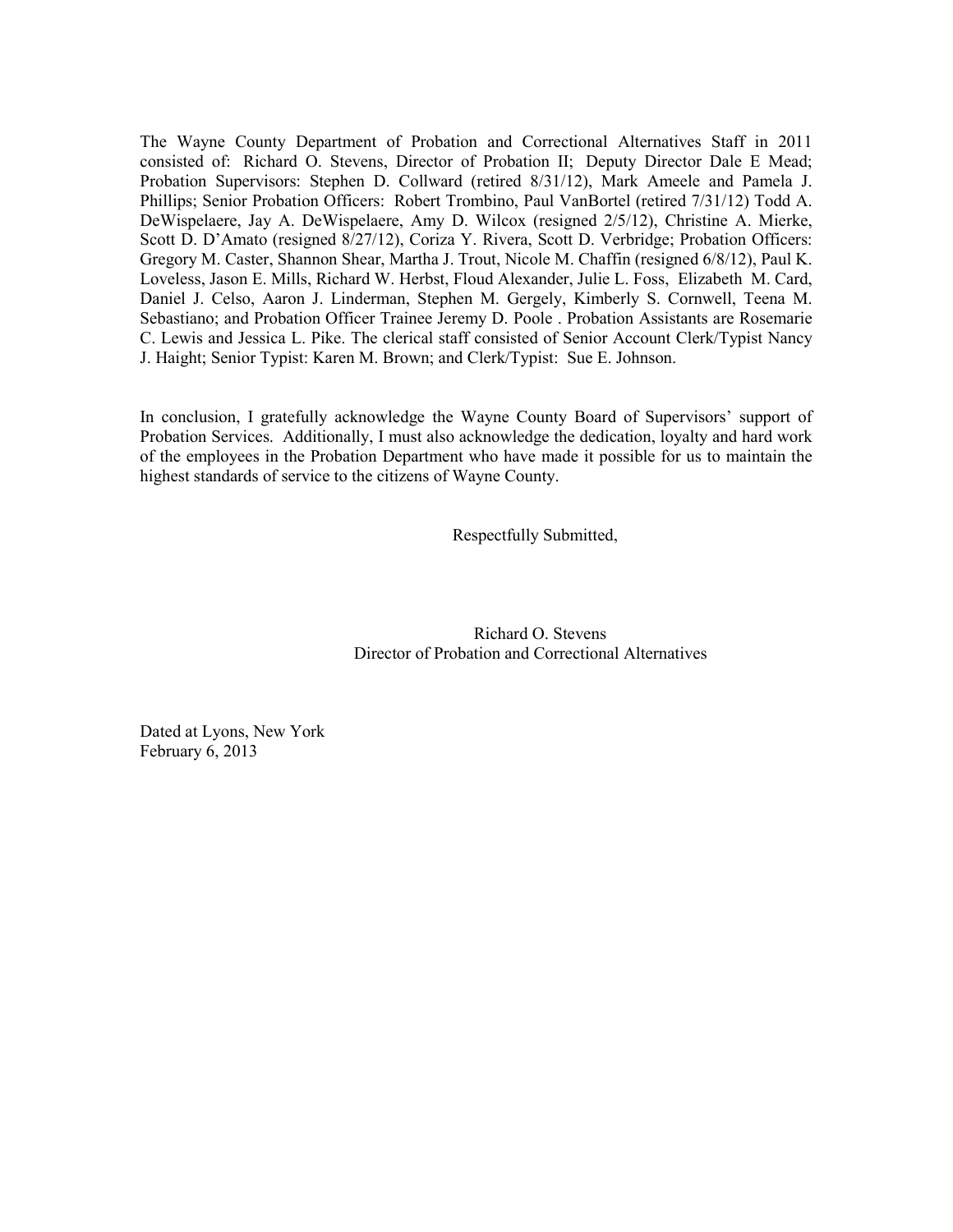The Wayne County Department of Probation and Correctional Alternatives Staff in 2011 consisted of: Richard O. Stevens, Director of Probation II; Deputy Director Dale E Mead; Probation Supervisors: Stephen D. Collward (retired 8/31/12), Mark Ameele and Pamela J. Phillips; Senior Probation Officers: Robert Trombino, Paul VanBortel (retired 7/31/12) Todd A. DeWispelaere, Jay A. DeWispelaere, Amy D. Wilcox (resigned 2/5/12), Christine A. Mierke, Scott D. D'Amato (resigned 8/27/12), Coriza Y. Rivera, Scott D. Verbridge; Probation Officers: Gregory M. Caster, Shannon Shear, Martha J. Trout, Nicole M. Chaffin (resigned 6/8/12), Paul K. Loveless, Jason E. Mills, Richard W. Herbst, Floud Alexander, Julie L. Foss, Elizabeth M. Card, Daniel J. Celso, Aaron J. Linderman, Stephen M. Gergely, Kimberly S. Cornwell, Teena M. Sebastiano; and Probation Officer Trainee Jeremy D. Poole . Probation Assistants are Rosemarie C. Lewis and Jessica L. Pike. The clerical staff consisted of Senior Account Clerk/Typist Nancy J. Haight; Senior Typist: Karen M. Brown; and Clerk/Typist: Sue E. Johnson.

In conclusion, I gratefully acknowledge the Wayne County Board of Supervisors' support of Probation Services. Additionally, I must also acknowledge the dedication, loyalty and hard work of the employees in the Probation Department who have made it possible for us to maintain the highest standards of service to the citizens of Wayne County.

Respectfully Submitted,

Richard O. Stevens
Director of Probation and Correctional Alternatives

Dated at Lyons, New York
February 6, 2013